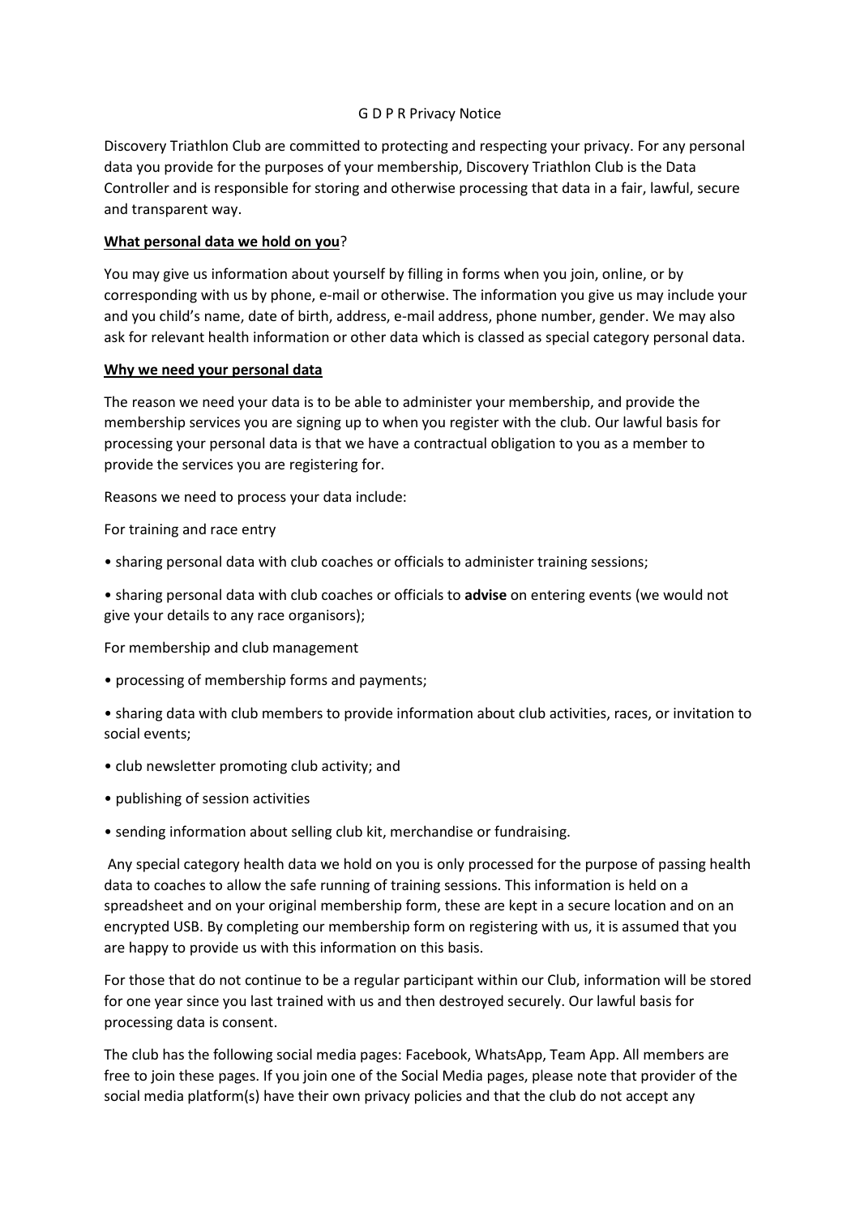G D P R Privacy Notice

Discovery Triathlon Club are committed to protecting and respecting your privacy. For any personal data you provide for the purposes of your membership, Discovery Triathlon Club is the Data Controller and is responsible for storing and otherwise processing that data in a fair, lawful, secure and transparent way.

**<u>What personal data we hold on you</u>?**

You may give us information about yourself by filling in forms when you join, online, or by corresponding with us by phone, e-mail or otherwise. The information you give us may include your and you child's name, date of birth, address, e-mail address, phone number, gender. We may also ask for relevant health information or other data which is classed as special category personal data.

**<u>Why we need your personal data</u>**

The reason we need your data is to be able to administer your membership, and provide the membership services you are signing up to when you register with the club. Our lawful basis for processing your personal data is that we have a contractual obligation to you as a member to provide the services you are registering for.

Reasons we need to process your data include:

For training and race entry

- sharing personal data with club coaches or officials to administer training sessions;
- sharing personal data with club coaches or officials to **advise** on entering events (we would not give your details to any race organisors);

For membership and club management

- processing of membership forms and payments;
- sharing data with club members to provide information about club activities, races, or invitation to social events;
- club newsletter promoting club activity; and
- publishing of session activities
- sending information about selling club kit, merchandise or fundraising.

Any special category health data we hold on you is only processed for the purpose of passing health data to coaches to allow the safe running of training sessions. This information is held on a spreadsheet and on your original membership form, these are kept in a secure location and on an encrypted USB. By completing our membership form on registering with us, it is assumed that you are happy to provide us with this information on this basis.

For those that do not continue to be a regular participant within our Club, information will be stored for one year since you last trained with us and then destroyed securely. Our lawful basis for processing data is consent.

The club has the following social media pages: Facebook, WhatsApp, Team App. All members are free to join these pages. If you join one of the Social Media pages, please note that provider of the social media platform(s) have their own privacy policies and that the club do not accept any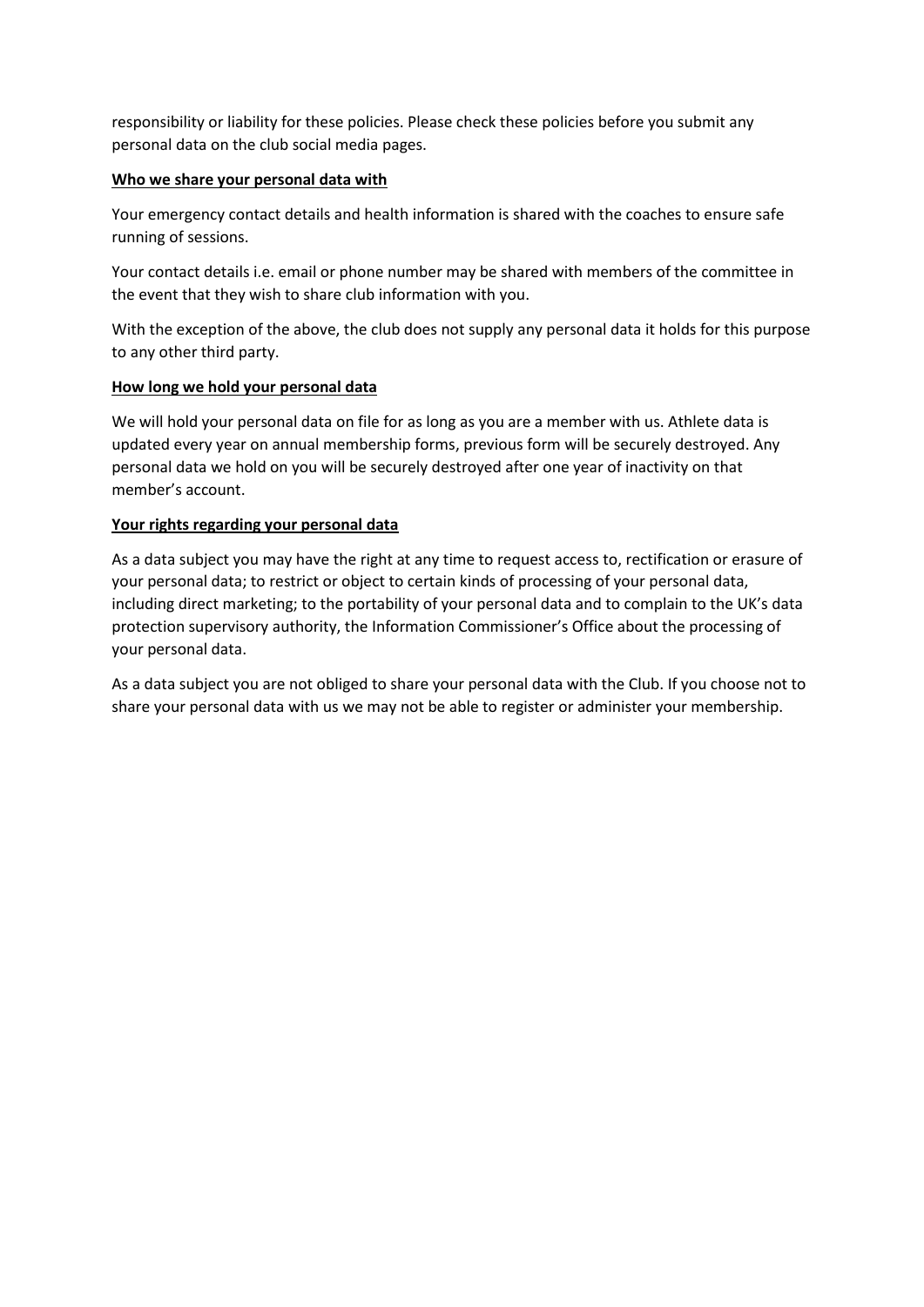responsibility or liability for these policies. Please check these policies before you submit any personal data on the club social media pages.

## Who we share your personal data with

Your emergency contact details and health information is shared with the coaches to ensure safe running of sessions.

Your contact details i.e. email or phone number may be shared with members of the committee in the event that they wish to share club information with you.

With the exception of the above, the club does not supply any personal data it holds for this purpose to any other third party.

## How long we hold your personal data

We will hold your personal data on file for as long as you are a member with us. Athlete data is updated every year on annual membership forms, previous form will be securely destroyed. Any personal data we hold on you will be securely destroyed after one year of inactivity on that member's account.

## Your rights regarding your personal data

As a data subject you may have the right at any time to request access to, rectification or erasure of your personal data; to restrict or object to certain kinds of processing of your personal data, including direct marketing; to the portability of your personal data and to complain to the UK's data protection supervisory authority, the Information Commissioner's Office about the processing of your personal data.

As a data subject you are not obliged to share your personal data with the Club. If you choose not to share your personal data with us we may not be able to register or administer your membership.